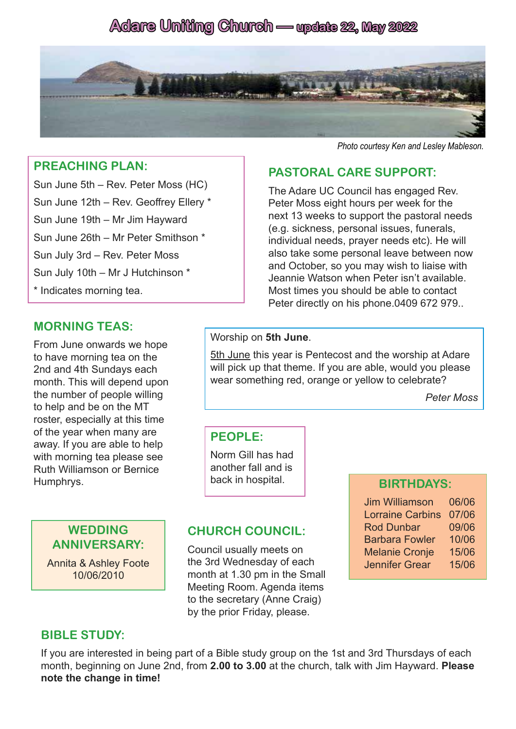// No images were detected, so the photo has no image_ref; its caption is kept as text.
# Adare Uniting Church — update 22, May 2022

*Photo courtesy Ken and Lesley Mableson.*

## PREACHING PLAN:

Sun June 5th – Rev. Peter Moss (HC)

Sun June 12th – Rev. Geoffrey Ellery *

Sun June 19th – Mr Jim Hayward

Sun June 26th – Mr Peter Smithson *

Sun July 3rd – Rev. Peter Moss

Sun July 10th – Mr J Hutchinson *

* Indicates morning tea.

## PASTORAL CARE SUPPORT:

The Adare UC Council has engaged Rev. Peter Moss eight hours per week for the next 13 weeks to support the pastoral needs (e.g. sickness, personal issues, funerals, individual needs, prayer needs etc). He will also take some personal leave between now and October, so you may wish to liaise with Jeannie Watson when Peter isn't available. Most times you should be able to contact Peter directly on his phone.0409 672 979..

## MORNING TEAS:

From June onwards we hope to have morning tea on the 2nd and 4th Sundays each month. This will depend upon the number of people willing to help and be on the MT roster, especially at this time of the year when many are away. If you are able to help with morning tea please see Ruth Williamson or Bernice Humphrys.

Worship on **5th June**.

5th June this year is Pentecost and the worship at Adare will pick up that theme. If you are able, would you please wear something red, orange or yellow to celebrate?

*Peter Moss*

## PEOPLE:

Norm Gill has had another fall and is back in hospital.

## BIRTHDAYS:

| | |
|---|---|
| Jim Williamson | 06/06 |
| Lorraine Carbins | 07/06 |
| Rod Dunbar | 09/06 |
| Barbara Fowler | 10/06 |
| Melanie Cronje | 15/06 |
| Jennifer Grear | 15/06 |

## WEDDING ANNIVERSARY:

Annita & Ashley Foote
10/06/2010

## CHURCH COUNCIL:

Council usually meets on the 3rd Wednesday of each month at 1.30 pm in the Small Meeting Room. Agenda items to the secretary (Anne Craig) by the prior Friday, please.

## BIBLE STUDY:

If you are interested in being part of a Bible study group on the 1st and 3rd Thursdays of each month, beginning on June 2nd, from **2.00 to 3.00** at the church, talk with Jim Hayward. **Please note the change in time!**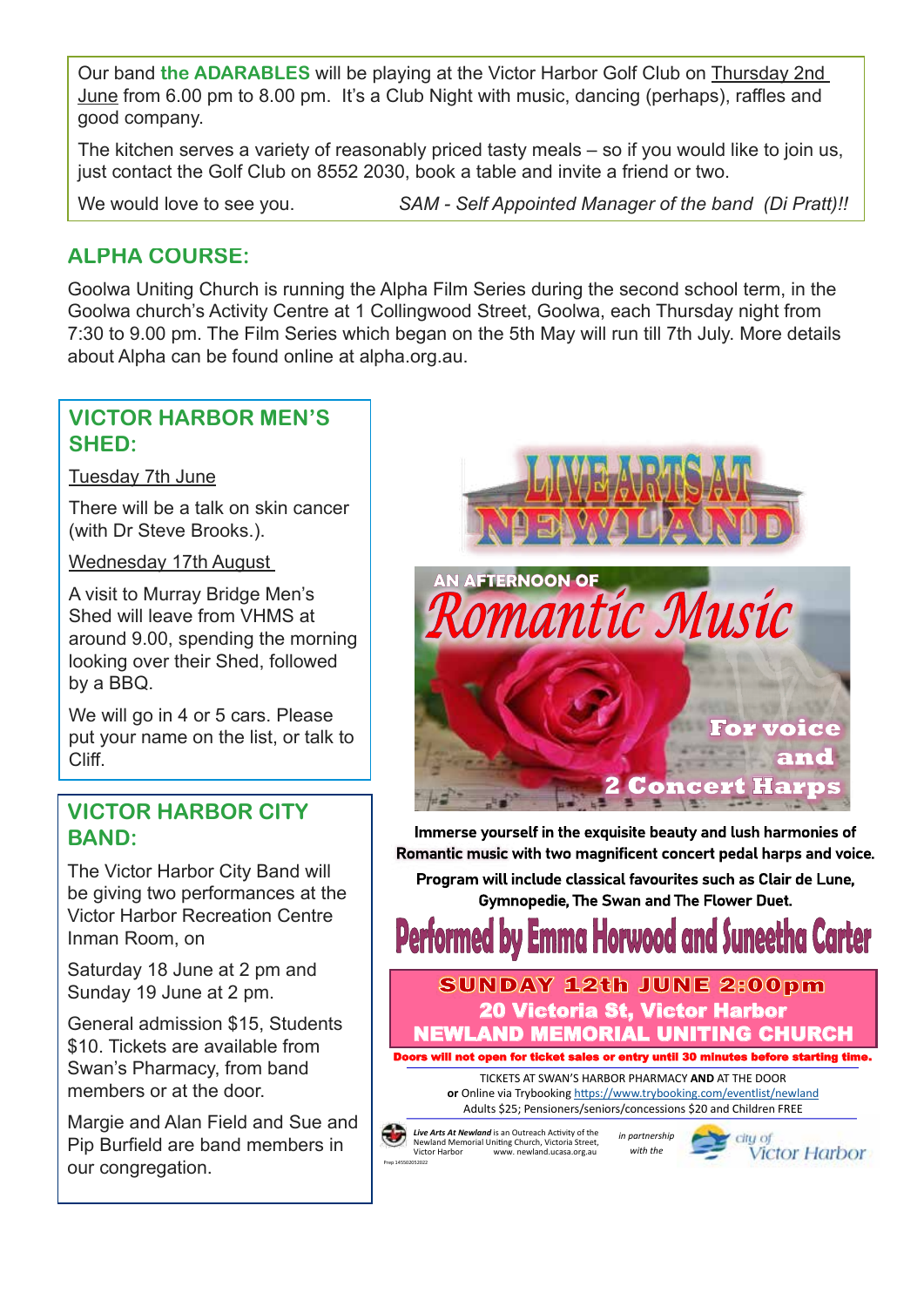Our band **the ADARABLES** will be playing at the Victor Harbor Golf Club on Thursday 2nd June from 6.00 pm to 8.00 pm. It's a Club Night with music, dancing (perhaps), raffles and good company.

The kitchen serves a variety of reasonably priced tasty meals – so if you would like to join us, just contact the Golf Club on 8552 2030, book a table and invite a friend or two.

We would love to see you. *SAM - Self Appointed Manager of the band (Di Pratt)!!*

## ALPHA COURSE:

Goolwa Uniting Church is running the Alpha Film Series during the second school term, in the Goolwa church's Activity Centre at 1 Collingwood Street, Goolwa, each Thursday night from 7:30 to 9.00 pm. The Film Series which began on the 5th May will run till 7th July. More details about Alpha can be found online at alpha.org.au.

## VICTOR HARBOR MEN'S SHED:

Tuesday 7th June

There will be a talk on skin cancer (with Dr Steve Brooks.).

Wednesday 17th August

A visit to Murray Bridge Men's Shed will leave from VHMS at around 9.00, spending the morning looking over their Shed, followed by a BBQ.

We will go in 4 or 5 cars. Please put your name on the list, or talk to Cliff.

## VICTOR HARBOR CITY BAND:

The Victor Harbor City Band will be giving two performances at the Victor Harbor Recreation Centre Inman Room, on

Saturday 18 June at 2 pm and Sunday 19 June at 2 pm.

General admission $15, Students $10. Tickets are available from Swan's Pharmacy, from band members or at the door.

Margie and Alan Field and Sue and Pip Burfield are band members in our congregation.

## LIVE ARTS AT NEWLAND

### AN AFTERNOON OF Romantic Music

**For voice and 2 Concert Harps**

**Immerse yourself in the exquisite beauty and lush harmonies of Romantic music with two magnificent concert pedal harps and voice.**

**Program will include classical favourites such as Clair de Lune, Gymnopedie, The Swan and The Flower Duet.**

**Performed by Emma Horwood and Suneetha Carter**

**SUNDAY 12th JUNE 2:00pm**
**20 Victoria St, Victor Harbor**
**NEWLAND MEMORIAL UNITING CHURCH**

**Doors will not open for ticket sales or entry until 30 minutes before starting time.**

TICKETS AT SWAN'S HARBOR PHARMACY **AND** AT THE DOOR
**or** Online via Trybooking https://www.trybooking.com/eventlist/newland
Adults $25; Pensioners/seniors/concessions $20 and Children FREE

*Live Arts At Newland* is an Outreach Activity of the Newland Memorial Uniting Church, Victoria Street, Victor Harbor www. newland.ucasa.org.au

*in partnership with the* City of Victor Harbor

Prep 145502052022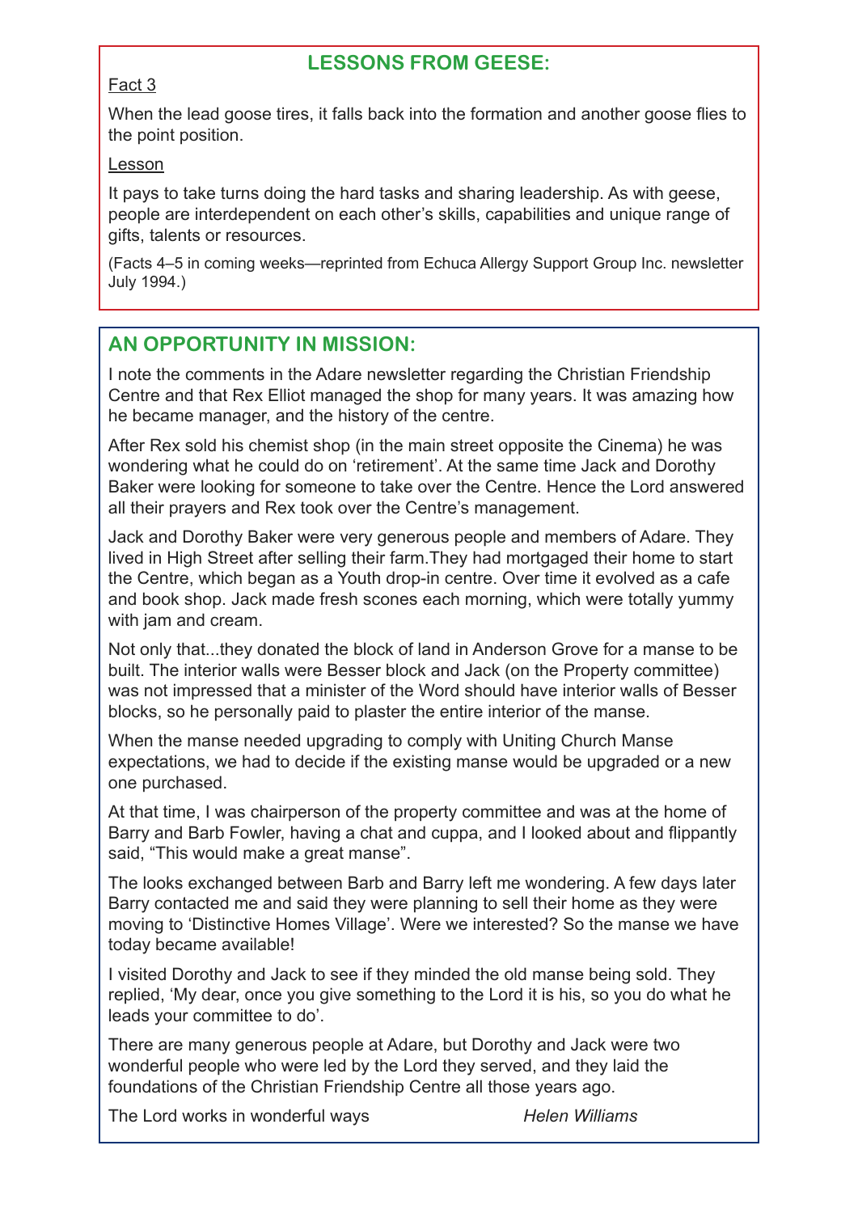## LESSONS FROM GEESE:

Fact 3

When the lead goose tires, it falls back into the formation and another goose flies to the point position.

Lesson

It pays to take turns doing the hard tasks and sharing leadership. As with geese, people are interdependent on each other's skills, capabilities and unique range of gifts, talents or resources.

(Facts 4–5 in coming weeks—reprinted from Echuca Allergy Support Group Inc. newsletter July 1994.)

## AN OPPORTUNITY IN MISSION:

I note the comments in the Adare newsletter regarding the Christian Friendship Centre and that Rex Elliot managed the shop for many years. It was amazing how he became manager, and the history of the centre.

After Rex sold his chemist shop (in the main street opposite the Cinema) he was wondering what he could do on 'retirement'. At the same time Jack and Dorothy Baker were looking for someone to take over the Centre. Hence the Lord answered all their prayers and Rex took over the Centre's management.

Jack and Dorothy Baker were very generous people and members of Adare. They lived in High Street after selling their farm.They had mortgaged their home to start the Centre, which began as a Youth drop-in centre. Over time it evolved as a cafe and book shop. Jack made fresh scones each morning, which were totally yummy with jam and cream.

Not only that...they donated the block of land in Anderson Grove for a manse to be built. The interior walls were Besser block and Jack (on the Property committee) was not impressed that a minister of the Word should have interior walls of Besser blocks, so he personally paid to plaster the entire interior of the manse.

When the manse needed upgrading to comply with Uniting Church Manse expectations, we had to decide if the existing manse would be upgraded or a new one purchased.

At that time, I was chairperson of the property committee and was at the home of Barry and Barb Fowler, having a chat and cuppa, and I looked about and flippantly said, "This would make a great manse".

The looks exchanged between Barb and Barry left me wondering. A few days later Barry contacted me and said they were planning to sell their home as they were moving to 'Distinctive Homes Village'. Were we interested? So the manse we have today became available!

I visited Dorothy and Jack to see if they minded the old manse being sold. They replied, 'My dear, once you give something to the Lord it is his, so you do what he leads your committee to do'.

There are many generous people at Adare, but Dorothy and Jack were two wonderful people who were led by the Lord they served, and they laid the foundations of the Christian Friendship Centre all those years ago.

The Lord works in wonderful ways *Helen Williams*